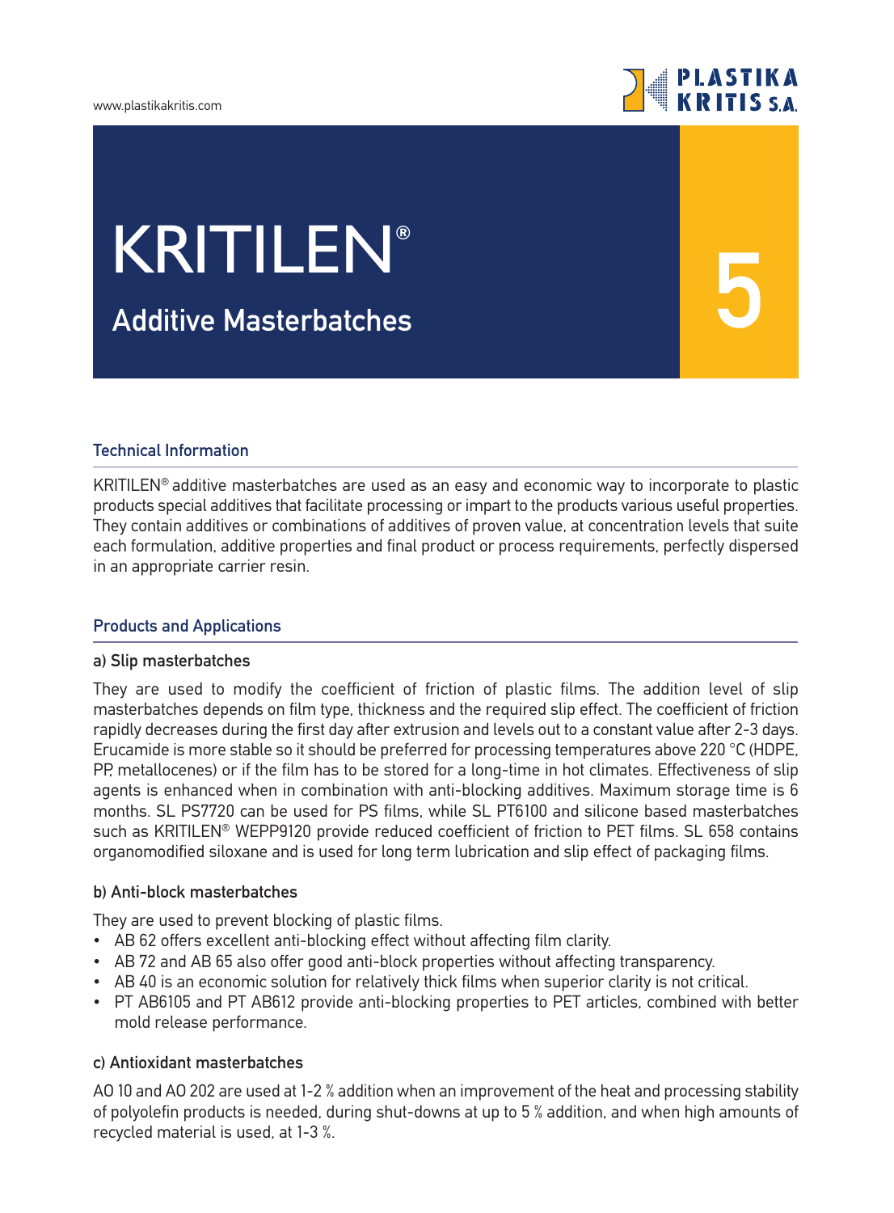# KRITILEN®

## Additive Masterbatches

5

### Technical Information

KRITILEN® additive masterbatches are used as an easy and economic way to incorporate to plastic products special additives that facilitate processing or impart to the products various useful properties. They contain additives or combinations of additives of proven value, at concentration levels that suite each formulation, additive properties and final product or process requirements, perfectly dispersed in an appropriate carrier resin.

### Products and Applications

#### a) Slip masterbatches

They are used to modify the coefficient of friction of plastic films. The addition level of slip masterbatches depends on film type, thickness and the required slip effect. The coefficient of friction rapidly decreases during the first day after extrusion and levels out to a constant value after 2-3 days. Erucamide is more stable so it should be preferred for processing temperatures above 220 °C (HDPE, PP, metallocenes) or if the film has to be stored for a long-time in hot climates. Effectiveness of slip agents is enhanced when in combination with anti-blocking additives. Maximum storage time is 6 months. SL PS7720 can be used for PS films, while SL PT6100 and silicone based masterbatches such as KRITILEN® WEPP9120 provide reduced coefficient of friction to PET films. SL 658 contains organomodified siloxane and is used for long term lubrication and slip effect of packaging films.

#### b) Anti-block masterbatches

They are used to prevent blocking of plastic films.

- AB 62 offers excellent anti-blocking effect without affecting film clarity.
- AB 72 and AB 65 also offer good anti-block properties without affecting transparency.
- AB 40 is an economic solution for relatively thick films when superior clarity is not critical.
- PT AB6105 and PT AB612 provide anti-blocking properties to PET articles, combined with better mold release performance.

#### c) Antioxidant masterbatches

AO 10 and AO 202 are used at 1-2 % addition when an improvement of the heat and processing stability of polyolefin products is needed, during shut-downs at up to 5 % addition, and when high amounts of recycled material is used, at 1-3 %.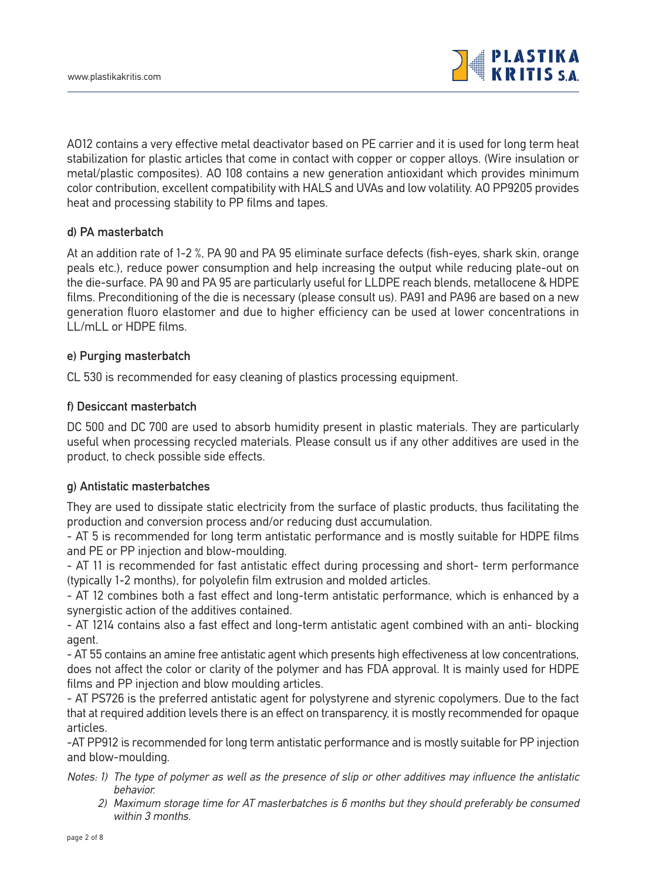AO12 contains a very effective metal deactivator based on PE carrier and it is used for long term heat stabilization for plastic articles that come in contact with copper or copper alloys. (Wire insulation or metal/plastic composites). AO 108 contains a new generation antioxidant which provides minimum color contribution, excellent compatibility with HALS and UVAs and low volatility. AO PP9205 provides heat and processing stability to PP films and tapes.

**d) PA masterbatch**

At an addition rate of 1-2 %, PA 90 and PA 95 eliminate surface defects (fish-eyes, shark skin, orange peals etc.), reduce power consumption and help increasing the output while reducing plate-out on the die-surface. PA 90 and PA 95 are particularly useful for LLDPE reach blends, metallocene & HDPE films. Preconditioning of the die is necessary (please consult us). PA91 and PA96 are based on a new generation fluoro elastomer and due to higher efficiency can be used at lower concentrations in LL/mLL or HDPE films.

**e) Purging masterbatch**

CL 530 is recommended for easy cleaning of plastics processing equipment.

**f) Desiccant masterbatch**

DC 500 and DC 700 are used to absorb humidity present in plastic materials. They are particularly useful when processing recycled materials. Please consult us if any other additives are used in the product, to check possible side effects.

**g) Antistatic masterbatches**

They are used to dissipate static electricity from the surface of plastic products, thus facilitating the production and conversion process and/or reducing dust accumulation.

- AT 5 is recommended for long term antistatic performance and is mostly suitable for HDPE films and PE or PP injection and blow-moulding.
- AT 11 is recommended for fast antistatic effect during processing and short- term performance (typically 1-2 months), for polyolefin film extrusion and molded articles.
- AT 12 combines both a fast effect and long-term antistatic performance, which is enhanced by a synergistic action of the additives contained.
- AT 1214 contains also a fast effect and long-term antistatic agent combined with an anti- blocking agent.
- AT 55 contains an amine free antistatic agent which presents high effectiveness at low concentrations, does not affect the color or clarity of the polymer and has FDA approval. It is mainly used for HDPE films and PP injection and blow moulding articles.
- AT PS726 is the preferred antistatic agent for polystyrene and styrenic copolymers. Due to the fact that at required addition levels there is an effect on transparency, it is mostly recommended for opaque articles.
- AT PP912 is recommended for long term antistatic performance and is mostly suitable for PP injection and blow-moulding.

*Notes: 1) The type of polymer as well as the presence of slip or other additives may influence the antistatic behavior.*

*2) Maximum storage time for AT masterbatches is 6 months but they should preferably be consumed within 3 months.*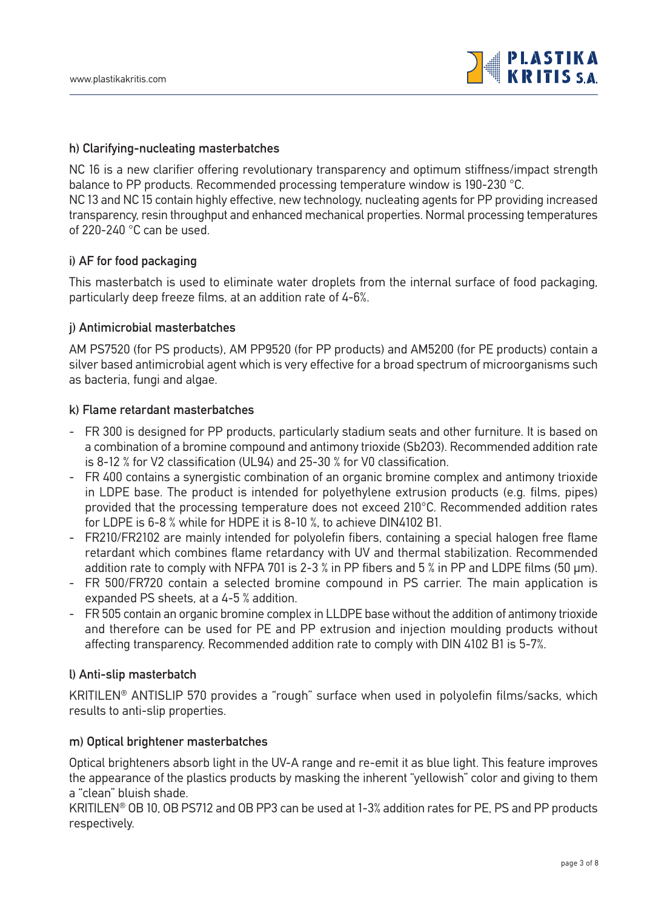### h) Clarifying-nucleating masterbatches

NC 16 is a new clarifier offering revolutionary transparency and optimum stiffness/impact strength balance to PP products. Recommended processing temperature window is 190-230 °C.
NC 13 and NC 15 contain highly effective, new technology, nucleating agents for PP providing increased transparency, resin throughput and enhanced mechanical properties. Normal processing temperatures of 220-240 °C can be used.

### i) AF for food packaging

This masterbatch is used to eliminate water droplets from the internal surface of food packaging, particularly deep freeze films, at an addition rate of 4-6%.

### j) Antimicrobial masterbatches

AM PS7520 (for PS products), AM PP9520 (for PP products) and AM5200 (for PE products) contain a silver based antimicrobial agent which is very effective for a broad spectrum of microorganisms such as bacteria, fungi and algae.

### k) Flame retardant masterbatches

- FR 300 is designed for PP products, particularly stadium seats and other furniture. It is based on a combination of a bromine compound and antimony trioxide ($Sb_2O_3$). Recommended addition rate is 8-12 % for V2 classification (UL94) and 25-30 % for V0 classification.
- FR 400 contains a synergistic combination of an organic bromine complex and antimony trioxide in LDPE base. The product is intended for polyethylene extrusion products (e.g. films, pipes) provided that the processing temperature does not exceed 210°C. Recommended addition rates for LDPE is 6-8 % while for HDPE it is 8-10 %, to achieve DIN4102 B1.
- FR210/FR2102 are mainly intended for polyolefin fibers, containing a special halogen free flame retardant which combines flame retardancy with UV and thermal stabilization. Recommended addition rate to comply with NFPA 701 is 2-3 % in PP fibers and 5 % in PP and LDPE films (50 μm).
- FR 500/FR720 contain a selected bromine compound in PS carrier. The main application is expanded PS sheets, at a 4-5 % addition.
- FR 505 contain an organic bromine complex in LLDPE base without the addition of antimony trioxide and therefore can be used for PE and PP extrusion and injection moulding products without affecting transparency. Recommended addition rate to comply with DIN 4102 B1 is 5-7%.

### l) Anti-slip masterbatch

KRITILEN® ANTISLIP 570 provides a "rough" surface when used in polyolefin films/sacks, which results to anti-slip properties.

### m) Optical brightener masterbatches

Optical brighteners absorb light in the UV-A range and re-emit it as blue light. This feature improves the appearance of the plastics products by masking the inherent "yellowish" color and giving to them a "clean" bluish shade.
KRITILEN® OB 10, OB PS712 and OB PP3 can be used at 1-3% addition rates for PE, PS and PP products respectively.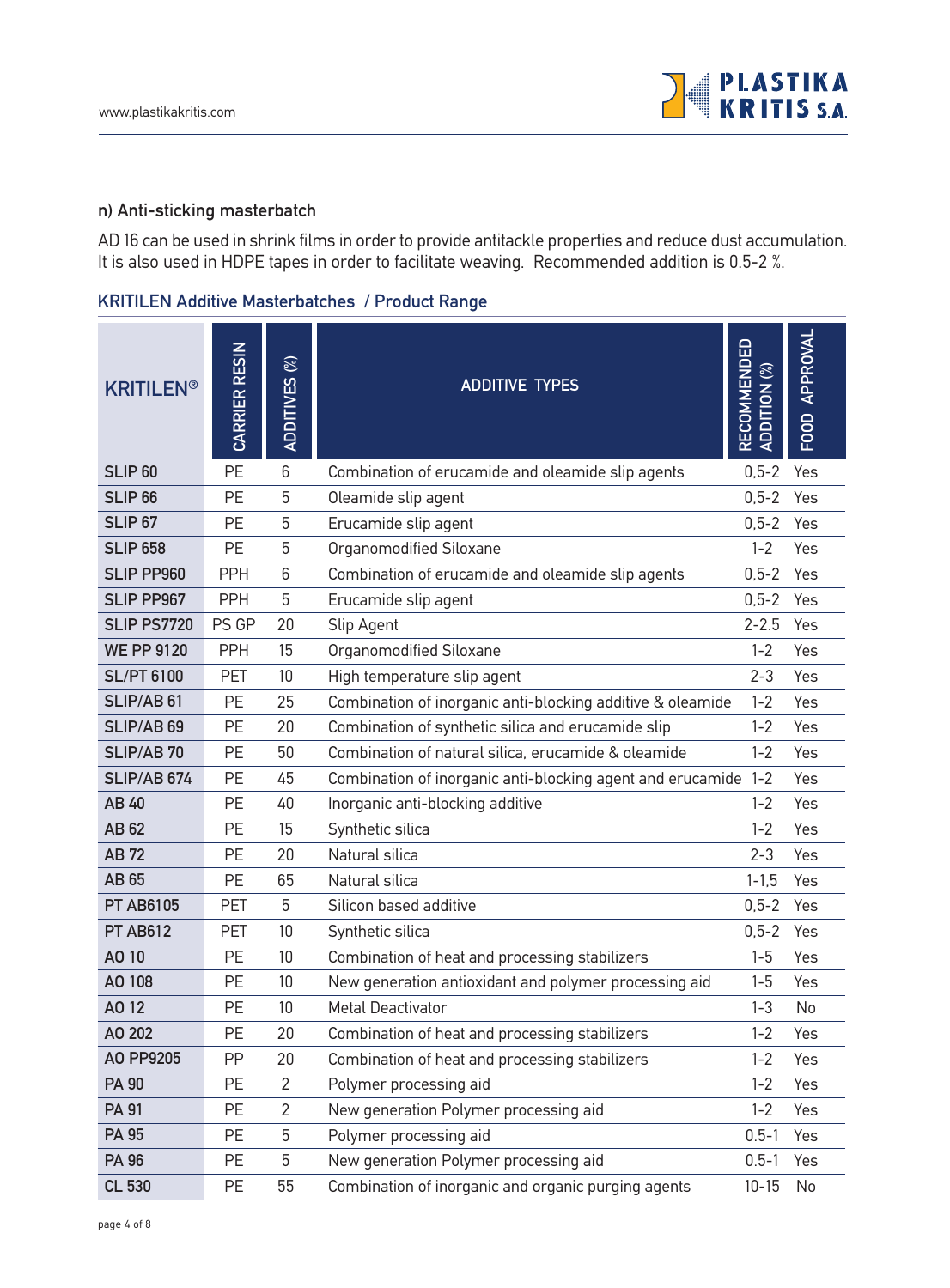### n) Anti-sticking masterbatch

AD 16 can be used in shrink films in order to provide antitackle properties and reduce dust accumulation. It is also used in HDPE tapes in order to facilitate weaving. Recommended addition is 0.5-2 %.

## KRITILEN Additive Masterbatches / Product Range

| KRITILEN® | CARRIER RESIN | ADDITIVES (%) | ADDITIVE TYPES | RECOMMENDED ADDITION (%) | FOOD APPROVAL |
|---|---|---|---|---|---|
| **SLIP 60** | PE | 6 | Combination of erucamide and oleamide slip agents | 0,5-2 | Yes |
| **SLIP 66** | PE | 5 | Oleamide slip agent | 0,5-2 | Yes |
| **SLIP 67** | PE | 5 | Erucamide slip agent | 0,5-2 | Yes |
| **SLIP 658** | PE | 5 | Organomodified Siloxane | 1-2 | Yes |
| **SLIP PP960** | PPH | 6 | Combination of erucamide and oleamide slip agents | 0,5-2 | Yes |
| **SLIP PP967** | PPH | 5 | Erucamide slip agent | 0,5-2 | Yes |
| **SLIP PS7720** | PS GP | 20 | Slip Agent | 2-2.5 | Yes |
| **WE PP 9120** | PPH | 15 | Organomodified Siloxane | 1-2 | Yes |
| **SL/PT 6100** | PET | 10 | High temperature slip agent | 2-3 | Yes |
| **SLIP/AB 61** | PE | 25 | Combination of inorganic anti-blocking additive & oleamide | 1-2 | Yes |
| **SLIP/AB 69** | PE | 20 | Combination of synthetic silica and erucamide slip | 1-2 | Yes |
| **SLIP/AB 70** | PE | 50 | Combination of natural silica, erucamide & oleamide | 1-2 | Yes |
| **SLIP/AB 674** | PE | 45 | Combination of inorganic anti-blocking agent and erucamide | 1-2 | Yes |
| **AB 40** | PE | 40 | Inorganic anti-blocking additive | 1-2 | Yes |
| **AB 62** | PE | 15 | Synthetic silica | 1-2 | Yes |
| **AB 72** | PE | 20 | Natural silica | 2-3 | Yes |
| **AB 65** | PE | 65 | Natural silica | 1-1,5 | Yes |
| **PT AB6105** | PET | 5 | Silicon based additive | 0,5-2 | Yes |
| **PT AB612** | PET | 10 | Synthetic silica | 0,5-2 | Yes |
| **AO 10** | PE | 10 | Combination of heat and processing stabilizers | 1-5 | Yes |
| **AO 108** | PE | 10 | New generation antioxidant and polymer processing aid | 1-5 | Yes |
| **AO 12** | PE | 10 | Metal Deactivator | 1-3 | No |
| **AO 202** | PE | 20 | Combination of heat and processing stabilizers | 1-2 | Yes |
| **AO PP9205** | PP | 20 | Combination of heat and processing stabilizers | 1-2 | Yes |
| **PA 90** | PE | 2 | Polymer processing aid | 1-2 | Yes |
| **PA 91** | PE | 2 | New generation Polymer processing aid | 1-2 | Yes |
| **PA 95** | PE | 5 | Polymer processing aid | 0.5-1 | Yes |
| **PA 96** | PE | 5 | New generation Polymer processing aid | 0.5-1 | Yes |
| **CL 530** | PE | 55 | Combination of inorganic and organic purging agents | 10-15 | No |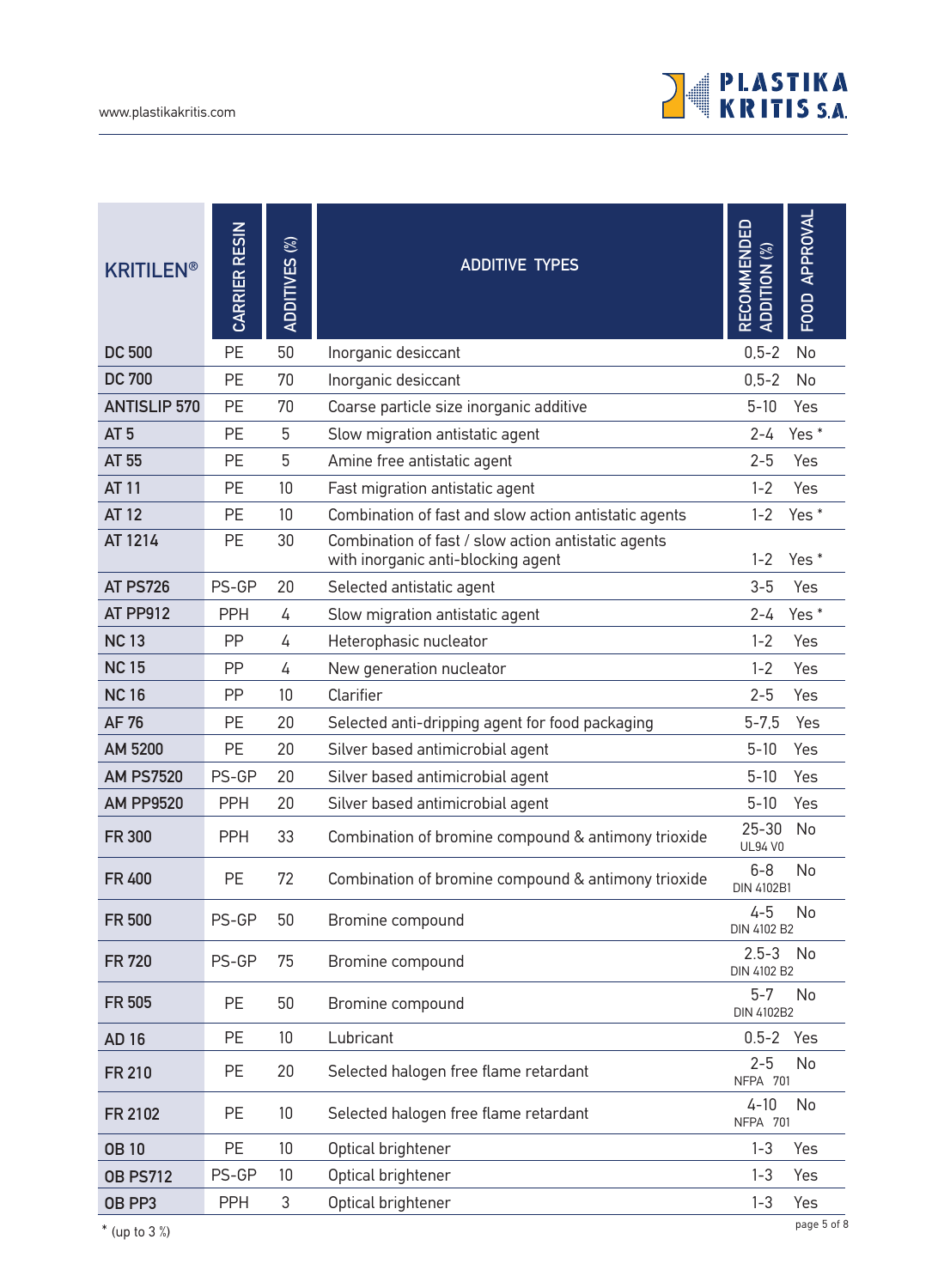| KRITILEN® | CARRIER RESIN | ADDITIVES (%) | ADDITIVE TYPES | RECOMMENDED ADDITION (%) | FOOD APPROVAL |
|---|---|---|---|---|---|
| **DC 500** | PE | 50 | Inorganic desiccant | 0,5-2 | No |
| **DC 700** | PE | 70 | Inorganic desiccant | 0,5-2 | No |
| **ANTISLIP 570** | PE | 70 | Coarse particle size inorganic additive | 5-10 | Yes |
| **AT 5** | PE | 5 | Slow migration antistatic agent | 2-4 | Yes * |
| **AT 55** | PE | 5 | Amine free antistatic agent | 2-5 | Yes |
| **AT 11** | PE | 10 | Fast migration antistatic agent | 1-2 | Yes |
| **AT 12** | PE | 10 | Combination of fast and slow action antistatic agents | 1-2 | Yes * |
| **AT 1214** | PE | 30 | Combination of fast / slow action antistatic agents with inorganic anti-blocking agent | 1-2 | Yes * |
| **AT PS726** | PS-GP | 20 | Selected antistatic agent | 3-5 | Yes |
| **AT PP912** | PPH | 4 | Slow migration antistatic agent | 2-4 | Yes * |
| **NC 13** | PP | 4 | Heterophasic nucleator | 1-2 | Yes |
| **NC 15** | PP | 4 | New generation nucleator | 1-2 | Yes |
| **NC 16** | PP | 10 | Clarifier | 2-5 | Yes |
| **AF 76** | PE | 20 | Selected anti-dripping agent for food packaging | 5-7,5 | Yes |
| **AM 5200** | PE | 20 | Silver based antimicrobial agent | 5-10 | Yes |
| **AM PS7520** | PS-GP | 20 | Silver based antimicrobial agent | 5-10 | Yes |
| **AM PP9520** | PPH | 20 | Silver based antimicrobial agent | 5-10 | Yes |
| **FR 300** | PPH | 33 | Combination of bromine compound & antimony trioxide | 25-30 UL94 V0 | No |
| **FR 400** | PE | 72 | Combination of bromine compound & antimony trioxide | 6-8 DIN 4102B1 | No |
| **FR 500** | PS-GP | 50 | Bromine compound | 4-5 DIN 4102 B2 | No |
| **FR 720** | PS-GP | 75 | Bromine compound | 2.5-3 DIN 4102 B2 | No |
| **FR 505** | PE | 50 | Bromine compound | 5-7 DIN 4102B2 | No |
| **AD 16** | PE | 10 | Lubricant | 0.5-2 | Yes |
| **FR 210** | PE | 20 | Selected halogen free flame retardant | 2-5 NFPA 701 | No |
| **FR 2102** | PE | 10 | Selected halogen free flame retardant | 4-10 NFPA 701 | No |
| **OB 10** | PE | 10 | Optical brightener | 1-3 | Yes |
| **OB PS712** | PS-GP | 10 | Optical brightener | 1-3 | Yes |
| **OB PP3** | PPH | 3 | Optical brightener | 1-3 | Yes |

* (up to 3 %)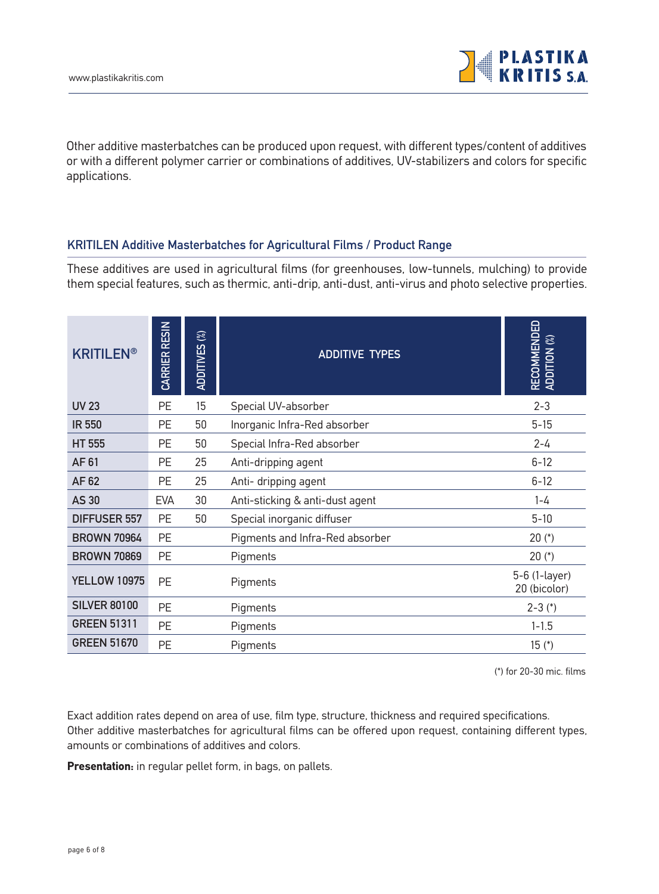Other additive masterbatches can be produced upon request, with different types/content of additives or with a different polymer carrier or combinations of additives, UV-stabilizers and colors for specific applications.

## KRITILEN Additive Masterbatches for Agricultural Films / Product Range

These additives are used in agricultural films (for greenhouses, low-tunnels, mulching) to provide them special features, such as thermic, anti-drip, anti-dust, anti-virus and photo selective properties.

| KRITILEN® | CARRIER RESIN | ADDITIVES (%) | ADDITIVE TYPES | RECOMMENDED ADDITION (%) |
|---|---|---|---|---|
| **UV 23** | PE | 15 | Special UV-absorber | 2-3 |
| **IR 550** | PE | 50 | Inorganic Infra-Red absorber | 5-15 |
| **HT 555** | PE | 50 | Special Infra-Red absorber | 2-4 |
| **AF 61** | PE | 25 | Anti-dripping agent | 6-12 |
| **AF 62** | PE | 25 | Anti- dripping agent | 6-12 |
| **AS 30** | EVA | 30 | Anti-sticking & anti-dust agent | 1-4 |
| **DIFFUSER 557** | PE | 50 | Special inorganic diffuser | 5-10 |
| **BROWN 70964** | PE | | Pigments and Infra-Red absorber | 20 (*) |
| **BROWN 70869** | PE | | Pigments | 20 (*) |
| **YELLOW 10975** | PE | | Pigments | 5-6 (1-layer) 20 (bicolor) |
| **SILVER 80100** | PE | | Pigments | 2-3 (*) |
| **GREEN 51311** | PE | | Pigments | 1-1.5 |
| **GREEN 51670** | PE | | Pigments | 15 (*) |

(*) for 20-30 mic. films

Exact addition rates depend on area of use, film type, structure, thickness and required specifications.
Other additive masterbatches for agricultural films can be offered upon request, containing different types, amounts or combinations of additives and colors.

**Presentation:** in regular pellet form, in bags, on pallets.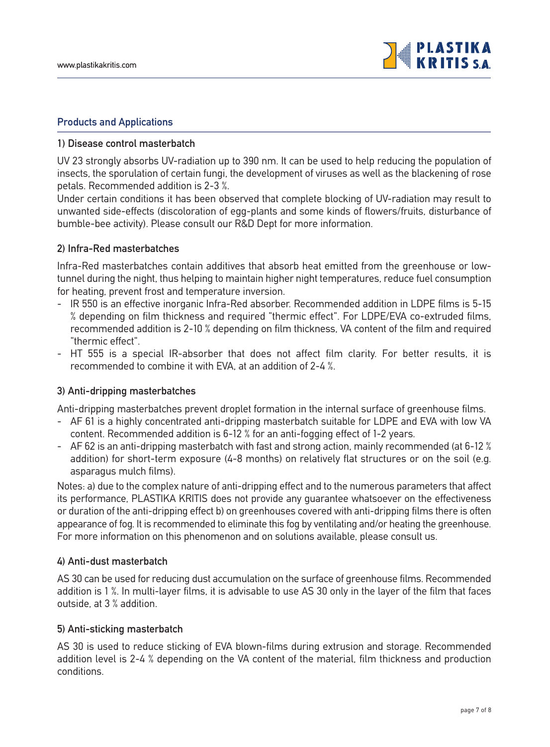## Products and Applications

### 1) Disease control masterbatch

UV 23 strongly absorbs UV-radiation up to 390 nm. It can be used to help reducing the population of insects, the sporulation of certain fungi, the development of viruses as well as the blackening of rose petals. Recommended addition is 2-3 %.

Under certain conditions it has been observed that complete blocking of UV-radiation may result to unwanted side-effects (discoloration of egg-plants and some kinds of flowers/fruits, disturbance of bumble-bee activity). Please consult our R&D Dept for more information.

### 2) Infra-Red masterbatches

Infra-Red masterbatches contain additives that absorb heat emitted from the greenhouse or low-tunnel during the night, thus helping to maintain higher night temperatures, reduce fuel consumption for heating, prevent frost and temperature inversion.

- IR 550 is an effective inorganic Infra-Red absorber. Recommended addition in LDPE films is 5-15 % depending on film thickness and required "thermic effect". For LDPE/EVA co-extruded films, recommended addition is 2-10 % depending on film thickness, VA content of the film and required "thermic effect".
- HT 555 is a special IR-absorber that does not affect film clarity. For better results, it is recommended to combine it with EVA, at an addition of 2-4 %.

### 3) Anti-dripping masterbatches

Anti-dripping masterbatches prevent droplet formation in the internal surface of greenhouse films.

- AF 61 is a highly concentrated anti-dripping masterbatch suitable for LDPE and EVA with low VA content. Recommended addition is 6-12 % for an anti-fogging effect of 1-2 years.
- AF 62 is an anti-dripping masterbatch with fast and strong action, mainly recommended (at 6-12 % addition) for short-term exposure (4-8 months) on relatively flat structures or on the soil (e.g. asparagus mulch films).

Notes: a) due to the complex nature of anti-dripping effect and to the numerous parameters that affect its performance, PLASTIKA KRITIS does not provide any guarantee whatsoever on the effectiveness or duration of the anti-dripping effect b) on greenhouses covered with anti-dripping films there is often appearance of fog. It is recommended to eliminate this fog by ventilating and/or heating the greenhouse. For more information on this phenomenon and on solutions available, please consult us.

### 4) Anti-dust masterbatch

AS 30 can be used for reducing dust accumulation on the surface of greenhouse films. Recommended addition is 1 %. In multi-layer films, it is advisable to use AS 30 only in the layer of the film that faces outside, at 3 % addition.

### 5) Anti-sticking masterbatch

AS 30 is used to reduce sticking of EVA blown-films during extrusion and storage. Recommended addition level is 2-4 % depending on the VA content of the material, film thickness and production conditions.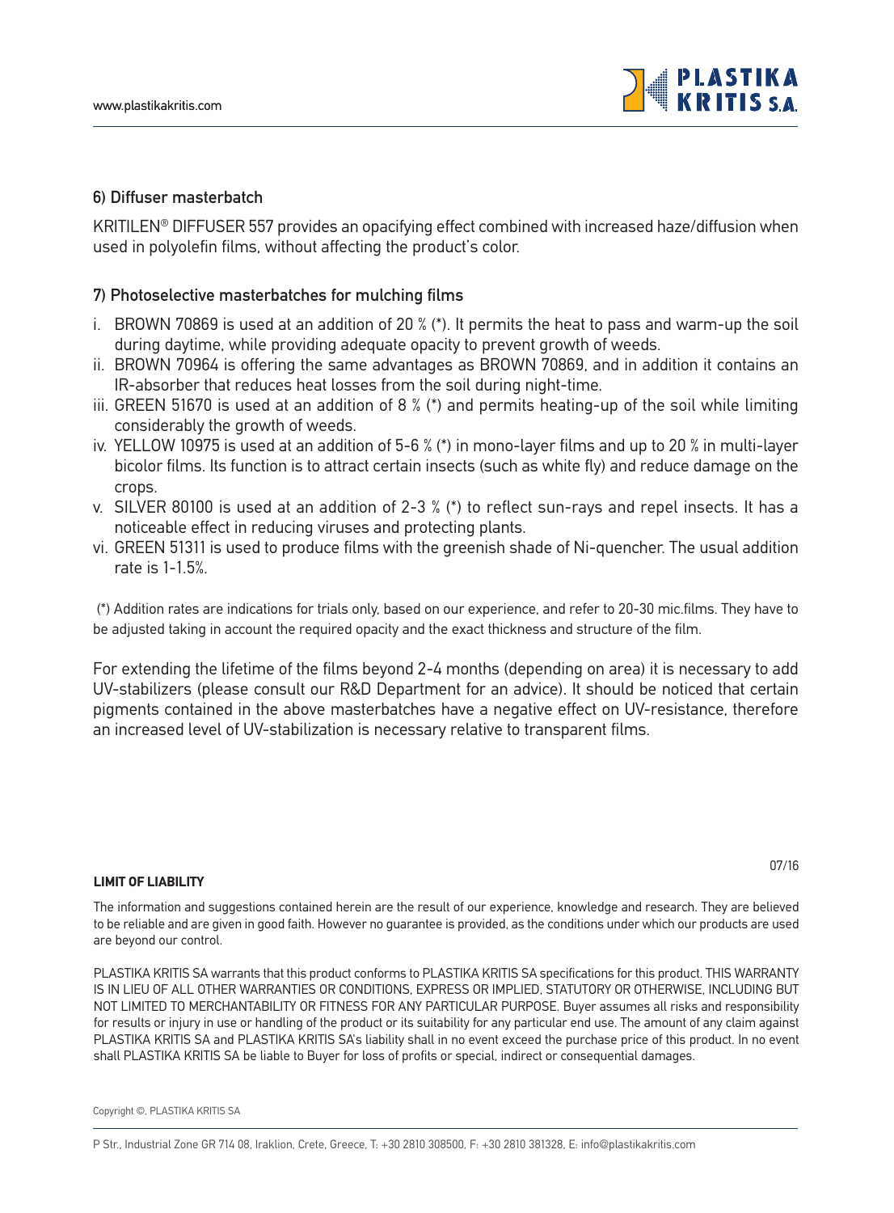### 6) Diffuser masterbatch

KRITILEN® DIFFUSER 557 provides an opacifying effect combined with increased haze/diffusion when used in polyolefin films, without affecting the product's color.

### 7) Photoselective masterbatches for mulching films

i. BROWN 70869 is used at an addition of 20 % (*). It permits the heat to pass and warm-up the soil during daytime, while providing adequate opacity to prevent growth of weeds.
ii. BROWN 70964 is offering the same advantages as BROWN 70869, and in addition it contains an IR-absorber that reduces heat losses from the soil during night-time.
iii. GREEN 51670 is used at an addition of 8 % (*) and permits heating-up of the soil while limiting considerably the growth of weeds.
iv. YELLOW 10975 is used at an addition of 5-6 % (*) in mono-layer films and up to 20 % in multi-layer bicolor films. Its function is to attract certain insects (such as white fly) and reduce damage on the crops.
v. SILVER 80100 is used at an addition of 2-3 % (*) to reflect sun-rays and repel insects. It has a noticeable effect in reducing viruses and protecting plants.
vi. GREEN 51311 is used to produce films with the greenish shade of Ni-quencher. The usual addition rate is 1-1.5%.

(*) Addition rates are indications for trials only, based on our experience, and refer to 20-30 mic.films. They have to be adjusted taking in account the required opacity and the exact thickness and structure of the film.

For extending the lifetime of the films beyond 2-4 months (depending on area) it is necessary to add UV-stabilizers (please consult our R&D Department for an advice). It should be noticed that certain pigments contained in the above masterbatches have a negative effect on UV-resistance, therefore an increased level of UV-stabilization is necessary relative to transparent films.

07/16

**LIMIT OF LIABILITY**

The information and suggestions contained herein are the result of our experience, knowledge and research. They are believed to be reliable and are given in good faith. However no guarantee is provided, as the conditions under which our products are used are beyond our control.

PLASTIKA KRITIS SA warrants that this product conforms to PLASTIKA KRITIS SA specifications for this product. THIS WARRANTY IS IN LIEU OF ALL OTHER WARRANTIES OR CONDITIONS, EXPRESS OR IMPLIED, STATUTORY OR OTHERWISE, INCLUDING BUT NOT LIMITED TO MERCHANTABILITY OR FITNESS FOR ANY PARTICULAR PURPOSE. Buyer assumes all risks and responsibility for results or injury in use or handling of the product or its suitability for any particular end use. The amount of any claim against PLASTIKA KRITIS SA and PLASTIKA KRITIS SA's liability shall in no event exceed the purchase price of this product. In no event shall PLASTIKA KRITIS SA be liable to Buyer for loss of profits or special, indirect or consequential damages.

Copyright ©, PLASTIKA KRITIS SA

P Str., Industrial Zone GR 714 08, Iraklion, Crete, Greece, T: +30 2810 308500, F: +30 2810 381328, E: info@plastikakritis.com